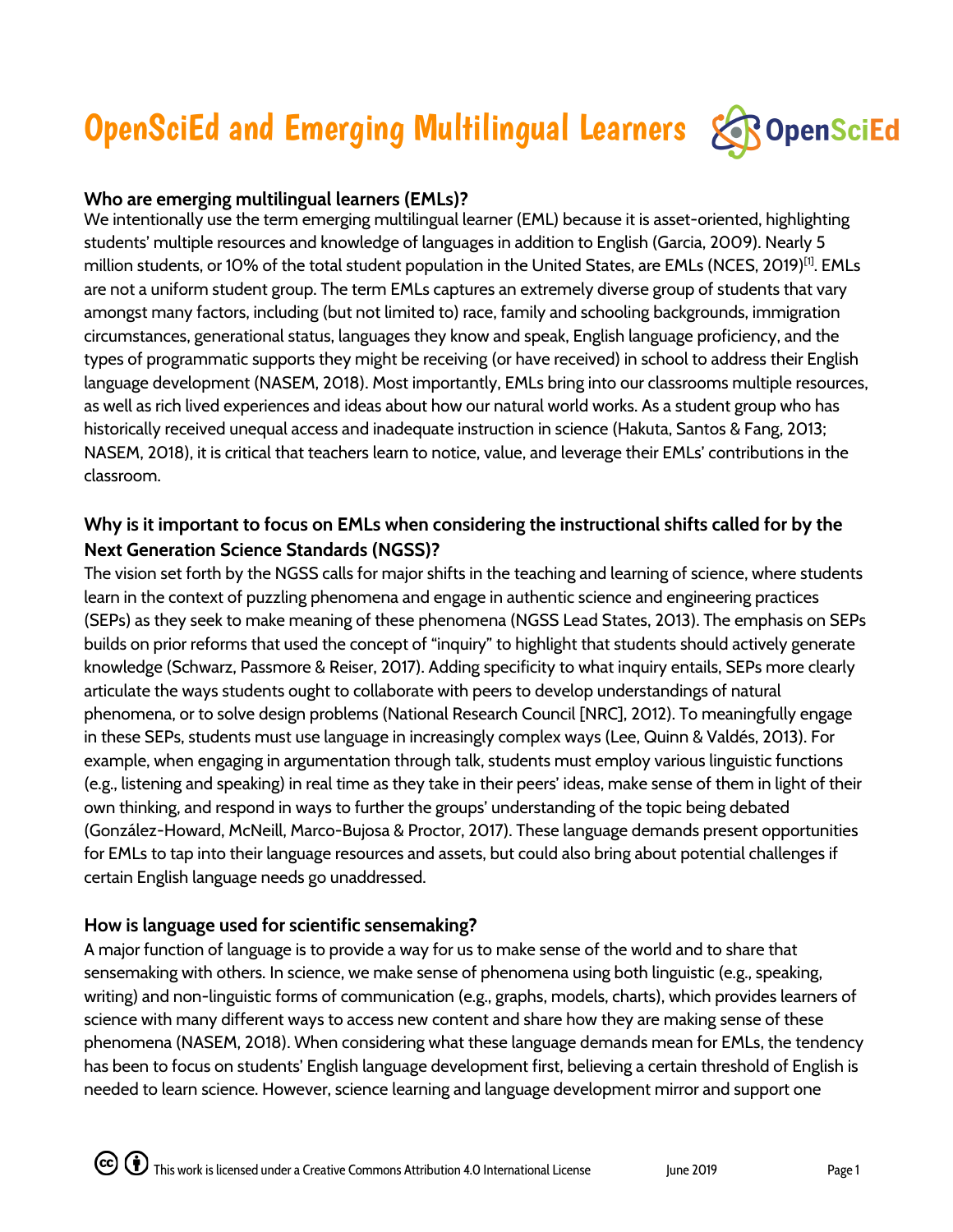# OpenSciEd and Emerging Multilingual Learners

### Who are emerging multilingual learners (EMLs)?

We intentionally use the term emerging multilingual learner (EML) because it is asset-oriented, highlighting students' multiple resources and knowledge of languages in addition to English (Garcia, 2009). Nearly 5 million students, or 10% of the total student population in the United States, are EMLs (NCES, 2019)[1]. EMLs are not a uniform student group. The term EMLs captures an extremely diverse group of students that vary amongst many factors, including (but not limited to) race, family and schooling backgrounds, immigration circumstances, generational status, languages they know and speak, English language proficiency, and the types of programmatic supports they might be receiving (or have received) in school to address their English language development (NASEM, 2018). Most importantly, EMLs bring into our classrooms multiple resources, as well as rich lived experiences and ideas about how our natural world works. As a student group who has historically received unequal access and inadequate instruction in science (Hakuta, Santos & Fang, 2013; NASEM, 2018), it is critical that teachers learn to notice, value, and leverage their EMLs' contributions in the classroom.

### Why is it important to focus on EMLs when considering the instructional shifts called for by the Next Generation Science Standards (NGSS)?

The vision set forth by the NGSS calls for major shifts in the teaching and learning of science, where students learn in the context of puzzling phenomena and engage in authentic science and engineering practices (SEPs) as they seek to make meaning of these phenomena (NGSS Lead States, 2013). The emphasis on SEPs builds on prior reforms that used the concept of "inquiry" to highlight that students should actively generate knowledge (Schwarz, Passmore & Reiser, 2017). Adding specificity to what inquiry entails, SEPs more clearly articulate the ways students ought to collaborate with peers to develop understandings of natural phenomena, or to solve design problems (National Research Council [NRC], 2012). To meaningfully engage in these SEPs, students must use language in increasingly complex ways (Lee, Quinn & Valdés, 2013). For example, when engaging in argumentation through talk, students must employ various linguistic functions (e.g., listening and speaking) in real time as they take in their peers' ideas, make sense of them in light of their own thinking, and respond in ways to further the groups' understanding of the topic being debated (González-Howard, McNeill, Marco-Bujosa & Proctor, 2017). These language demands present opportunities for EMLs to tap into their language resources and assets, but could also bring about potential challenges if certain English language needs go unaddressed.

### How is language used for scientific sensemaking?

A major function of language is to provide a way for us to make sense of the world and to share that sensemaking with others. In science, we make sense of phenomena using both linguistic (e.g., speaking, writing) and non-linguistic forms of communication (e.g., graphs, models, charts), which provides learners of science with many different ways to access new content and share how they are making sense of these phenomena (NASEM, 2018). When considering what these language demands mean for EMLs, the tendency has been to focus on students' English language development first, believing a certain threshold of English is needed to learn science. However, science learning and language development mirror and support one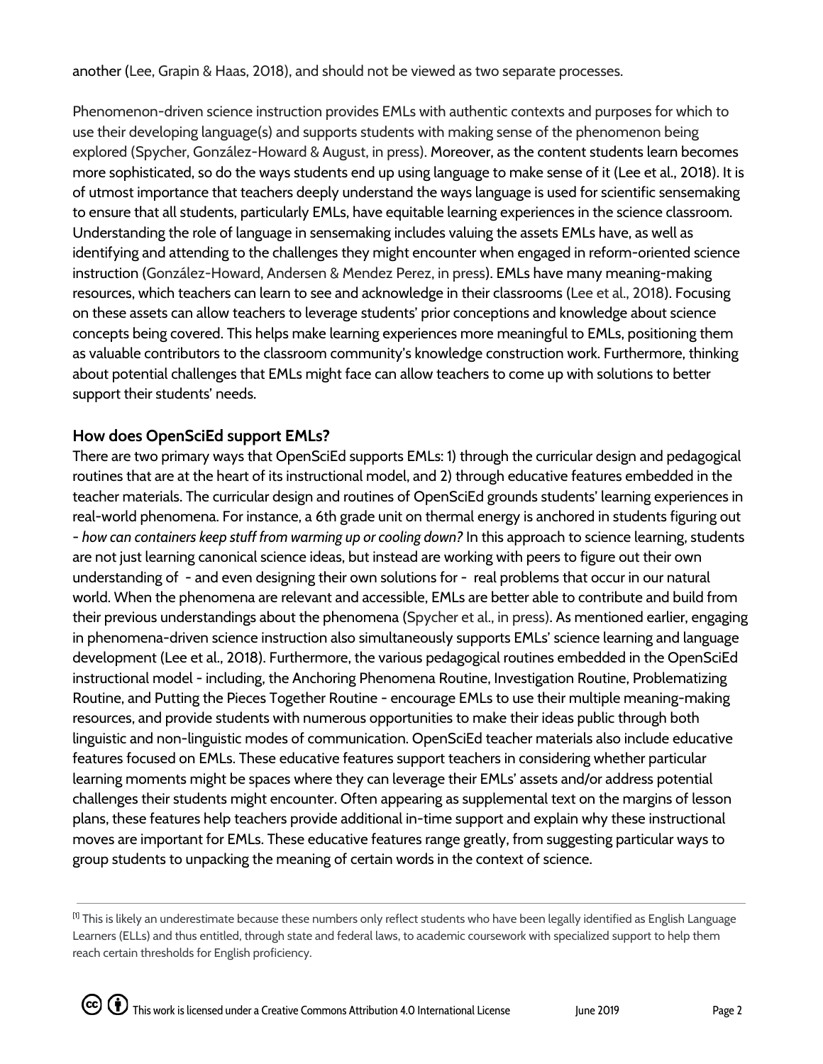another (Lee, Grapin & Haas, 2018), and should not be viewed as two separate processes.

Phenomenon-driven science instruction provides EMLs with authentic contexts and purposes for which to use their developing language(s) and supports students with making sense of the phenomenon being explored (Spycher, González-Howard & August, in press). Moreover, as the content students learn becomes more sophisticated, so do the ways students end up using language to make sense of it (Lee et al., 2018). It is of utmost importance that teachers deeply understand the ways language is used for scientific sensemaking to ensure that all students, particularly EMLs, have equitable learning experiences in the science classroom. Understanding the role of language in sensemaking includes valuing the assets EMLs have, as well as identifying and attending to the challenges they might encounter when engaged in reform-oriented science instruction (González-Howard, Andersen & Mendez Perez, in press). EMLs have many meaning-making resources, which teachers can learn to see and acknowledge in their classrooms (Lee et al., 2018). Focusing on these assets can allow teachers to leverage students' prior conceptions and knowledge about science concepts being covered. This helps make learning experiences more meaningful to EMLs, positioning them as valuable contributors to the classroom community's knowledge construction work. Furthermore, thinking about potential challenges that EMLs might face can allow teachers to come up with solutions to better support their students' needs.

### How does OpenSciEd support EMLs?

There are two primary ways that OpenSciEd supports EMLs: 1) through the curricular design and pedagogical routines that are at the heart of its instructional model, and 2) through educative features embedded in the teacher materials. The curricular design and routines of OpenSciEd grounds students' learning experiences in real-world phenomena. For instance, a 6th grade unit on thermal energy is anchored in students figuring out - *how can containers keep stuff from warming up or cooling down?* In this approach to science learning, students are not just learning canonical science ideas, but instead are working with peers to figure out their own understanding of - and even designing their own solutions for - real problems that occur in our natural world. When the phenomena are relevant and accessible, EMLs are better able to contribute and build from their previous understandings about the phenomena (Spycher et al., in press). As mentioned earlier, engaging in phenomena-driven science instruction also simultaneously supports EMLs' science learning and language development (Lee et al., 2018). Furthermore, the various pedagogical routines embedded in the OpenSciEd instructional model - including, the Anchoring Phenomena Routine, Investigation Routine, Problematizing Routine, and Putting the Pieces Together Routine - encourage EMLs to use their multiple meaning-making resources, and provide students with numerous opportunities to make their ideas public through both linguistic and non-linguistic modes of communication. OpenSciEd teacher materials also include educative features focused on EMLs. These educative features support teachers in considering whether particular learning moments might be spaces where they can leverage their EMLs' assets and/or address potential challenges their students might encounter. Often appearing as supplemental text on the margins of lesson plans, these features help teachers provide additional in-time support and explain why these instructional moves are important for EMLs. These educative features range greatly, from suggesting particular ways to group students to unpacking the meaning of certain words in the context of science.

---

[1] This is likely an underestimate because these numbers only reflect students who have been legally identified as English Language Learners (ELLs) and thus entitled, through state and federal laws, to academic coursework with specialized support to help them reach certain thresholds for English proficiency.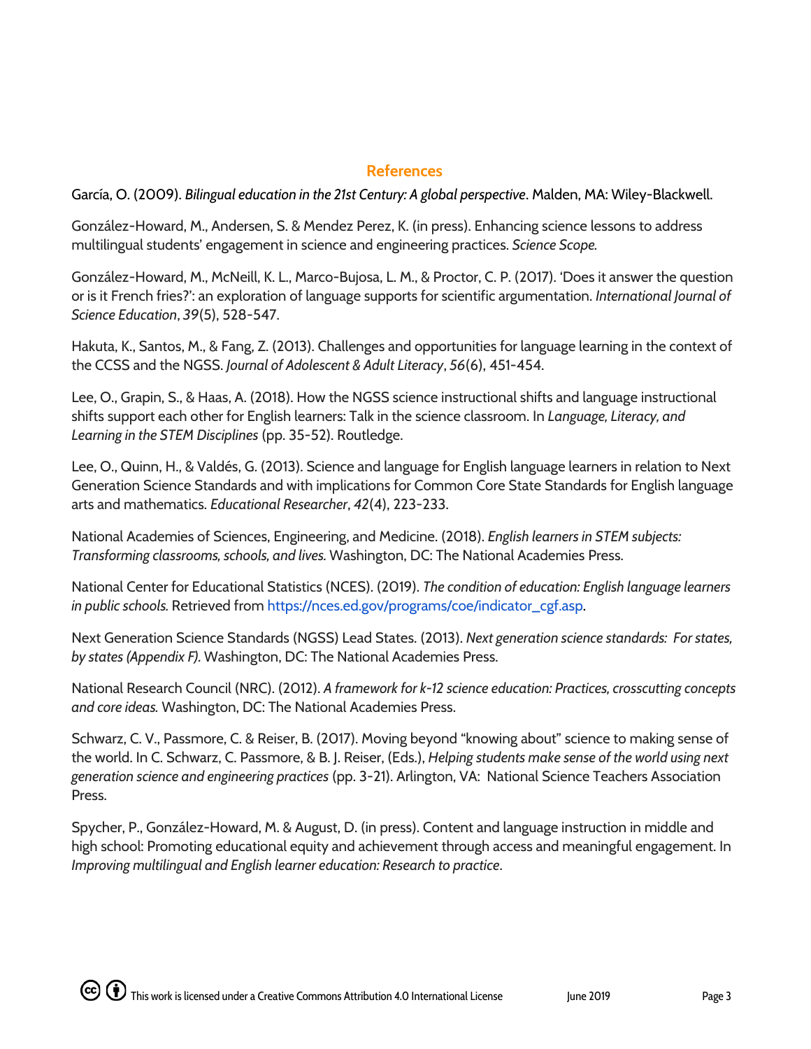## References

García, O. (2009). *Bilingual education in the 21st Century: A global perspective*. Malden, MA: Wiley-Blackwell.

González-Howard, M., Andersen, S. & Mendez Perez, K. (in press). Enhancing science lessons to address multilingual students' engagement in science and engineering practices. *Science Scope.*

González-Howard, M., McNeill, K. L., Marco-Bujosa, L. M., & Proctor, C. P. (2017). 'Does it answer the question or is it French fries?': an exploration of language supports for scientific argumentation. *International Journal of Science Education*, *39*(5), 528-547.

Hakuta, K., Santos, M., & Fang, Z. (2013). Challenges and opportunities for language learning in the context of the CCSS and the NGSS. *Journal of Adolescent & Adult Literacy*, *56*(6), 451-454.

Lee, O., Grapin, S., & Haas, A. (2018). How the NGSS science instructional shifts and language instructional shifts support each other for English learners: Talk in the science classroom. In *Language, Literacy, and Learning in the STEM Disciplines* (pp. 35-52). Routledge.

Lee, O., Quinn, H., & Valdés, G. (2013). Science and language for English language learners in relation to Next Generation Science Standards and with implications for Common Core State Standards for English language arts and mathematics. *Educational Researcher*, *42*(4), 223-233.

National Academies of Sciences, Engineering, and Medicine. (2018). *English learners in STEM subjects: Transforming classrooms, schools, and lives.* Washington, DC: The National Academies Press.

National Center for Educational Statistics (NCES). (2019). *The condition of education: English language learners in public schools.* Retrieved from https://nces.ed.gov/programs/coe/indicator_cgf.asp.

Next Generation Science Standards (NGSS) Lead States. (2013). *Next generation science standards: For states, by states (Appendix F).* Washington, DC: The National Academies Press.

National Research Council (NRC). (2012). *A framework for k-12 science education: Practices, crosscutting concepts and core ideas.* Washington, DC: The National Academies Press.

Schwarz, C. V., Passmore, C. & Reiser, B. (2017). Moving beyond "knowing about" science to making sense of the world. In C. Schwarz, C. Passmore, & B. J. Reiser, (Eds.), *Helping students make sense of the world using next generation science and engineering practices* (pp. 3-21). Arlington, VA: National Science Teachers Association Press.

Spycher, P., González-Howard, M. & August, D. (in press). Content and language instruction in middle and high school: Promoting educational equity and achievement through access and meaningful engagement. In *Improving multilingual and English learner education: Research to practice*.

This work is licensed under a Creative Commons Attribution 4.0 International License June 2019